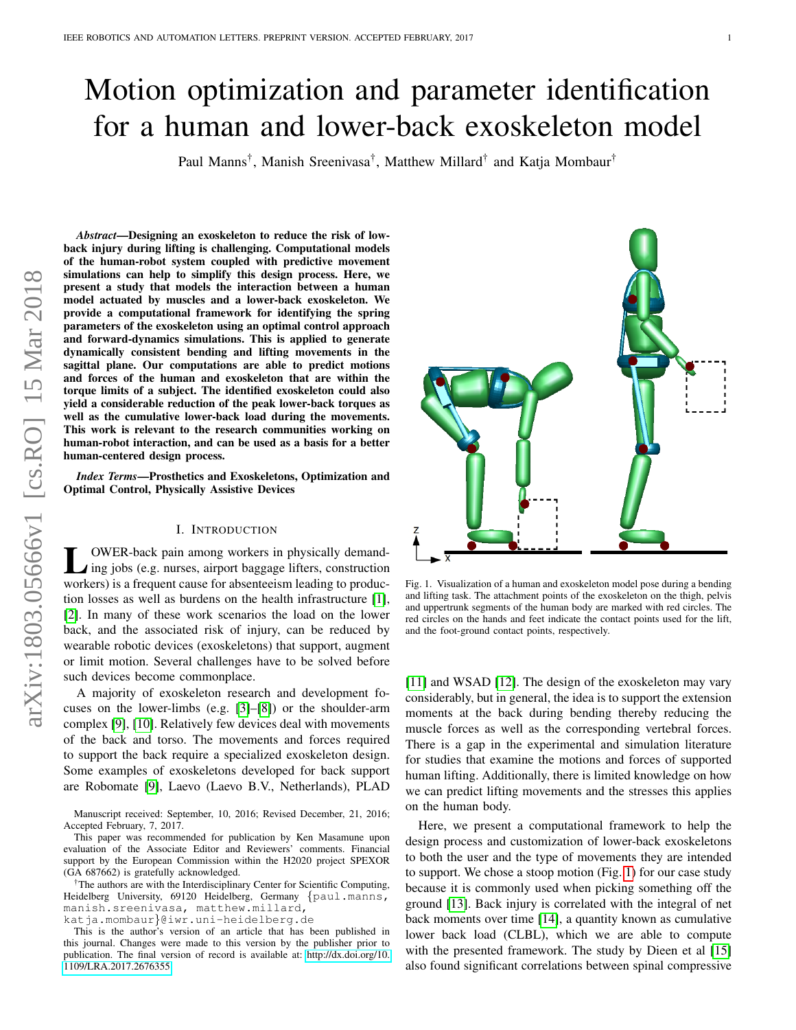# Motion optimization and parameter identification for a human and lower-back exoskeleton model

Paul Manns[†], Manish Sreenivasa[†], Matthew Millard[†] and Katja Mombaur[†]

***Abstract*—Designing an exoskeleton to reduce the risk of low-back injury during lifting is challenging. Computational models of the human-robot system coupled with predictive movement simulations can help to simplify this design process. Here, we present a study that models the interaction between a human model actuated by muscles and a lower-back exoskeleton. We provide a computational framework for identifying the spring parameters of the exoskeleton using an optimal control approach and forward-dynamics simulations. This is applied to generate dynamically consistent bending and lifting movements in the sagittal plane. Our computations are able to predict motions and forces of the human and exoskeleton that are within the torque limits of a subject. The identified exoskeleton could also yield a considerable reduction of the peak lower-back torques as well as the cumulative lower-back load during the movements. This work is relevant to the research communities working on human-robot interaction, and can be used as a basis for a better human-centered design process.**

***Index Terms*—Prosthetics and Exoskeletons, Optimization and Optimal Control, Physically Assistive Devices**

## I. Introduction

Lower-back pain among workers in physically demanding jobs (e.g. nurses, airport baggage lifters, construction workers) is a frequent cause for absenteeism leading to production losses as well as burdens on the health infrastructure [1], [2]. In many of these work scenarios the load on the lower back, and the associated risk of injury, can be reduced by wearable robotic devices (exoskeletons) that support, augment or limit motion. Several challenges have to be solved before such devices become commonplace.

A majority of exoskeleton research and development focuses on the lower-limbs (e.g. [3]–[8]) or the shoulder-arm complex [9], [10]. Relatively few devices deal with movements of the back and torso. The movements and forces required to support the back require a specialized exoskeleton design. Some examples of exoskeletons developed for back support are Robomate [9], Laevo (Laevo B.V., Netherlands), PLAD [11] and WSAD [12]. The design of the exoskeleton may vary considerably, but in general, the idea is to support the extension moments at the back during bending thereby reducing the muscle forces as well as the corresponding vertebral forces. There is a gap in the experimental and simulation literature for studies that examine the motions and forces of supported human lifting. Additionally, there is limited knowledge on how we can predict lifting movements and the stresses this applies on the human body.

Fig. 1. Visualization of a human and exoskeleton model pose during a bending and lifting task. The attachment points of the exoskeleton on the thigh, pelvis and uppertrunk segments of the human body are marked with red circles. The red circles on the hands and feet indicate the contact points used for the lift, and the foot-ground contact points, respectively.

Here, we present a computational framework to help the design process and customization of lower-back exoskeletons to both the user and the type of movements they are intended to support. We chose a stoop motion (Fig. 1) for our case study because it is commonly used when picking something off the ground [13]. Back injury is correlated with the integral of net back moments over time [14], a quantity known as cumulative lower back load (CLBL), which we are able to compute with the presented framework. The study by Dieen et al [15] also found significant correlations between spinal compressive

Manuscript received: September, 10, 2016; Revised December, 21, 2016; Accepted February, 7, 2017.

This paper was recommended for publication by Ken Masamune upon evaluation of the Associate Editor and Reviewers' comments. Financial support by the European Commission within the H2020 project SPEXOR (GA 687662) is gratefully acknowledged.

[†]The authors are with the Interdisciplinary Center for Scientific Computing, Heidelberg University, 69120 Heidelberg, Germany {paul.manns, manish.sreenivasa, matthew.millard, katja.mombaur}@iwr.uni-heidelberg.de

This is the author's version of an article that has been published in this journal. Changes were made to this version by the publisher prior to publication. The final version of record is available at: http://dx.doi.org/10.1109/LRA.2017.2676355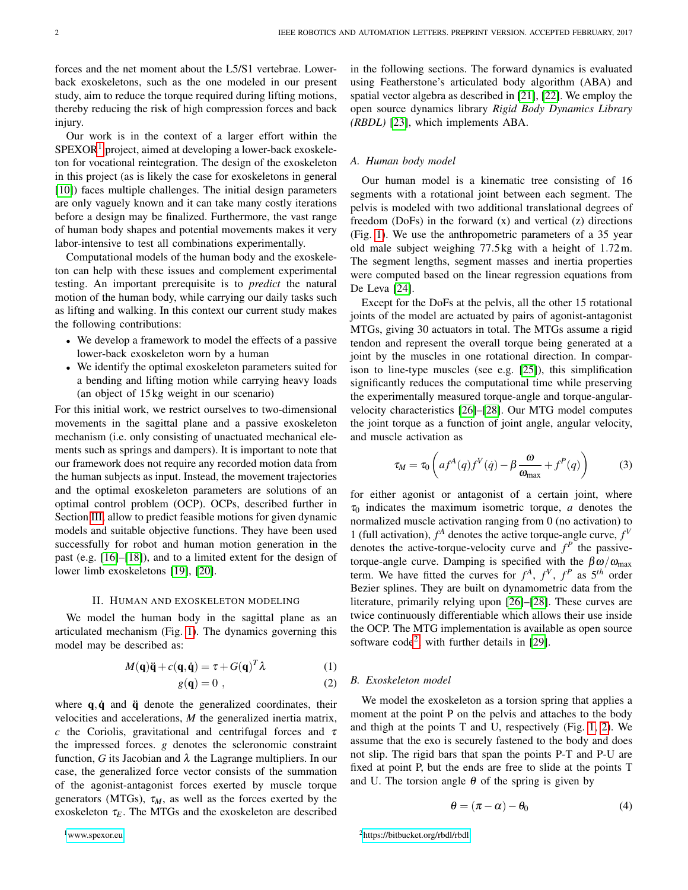forces and the net moment about the L5/S1 vertebrae. Lower-back exoskeletons, such as the one modeled in our present study, aim to reduce the torque required during lifting motions, thereby reducing the risk of high compression forces and back injury.

Our work is in the context of a larger effort within the SPEXOR[1] project, aimed at developing a lower-back exoskeleton for vocational reintegration. The design of the exoskeleton in this project (as is likely the case for exoskeletons in general [10]) faces multiple challenges. The initial design parameters are only vaguely known and it can take many costly iterations before a design may be finalized. Furthermore, the vast range of human body shapes and potential movements makes it very labor-intensive to test all combinations experimentally.

Computational models of the human body and the exoskeleton can help with these issues and complement experimental testing. An important prerequisite is to *predict* the natural motion of the human body, while carrying our daily tasks such as lifting and walking. In this context our current study makes the following contributions:

- We develop a framework to model the effects of a passive lower-back exoskeleton worn by a human
- We identify the optimal exoskeleton parameters suited for a bending and lifting motion while carrying heavy loads (an object of 15 kg weight in our scenario)

For this initial work, we restrict ourselves to two-dimensional movements in the sagittal plane and a passive exoskeleton mechanism (i.e. only consisting of unactuated mechanical elements such as springs and dampers). It is important to note that our framework does not require any recorded motion data from the human subjects as input. Instead, the movement trajectories and the optimal exoskeleton parameters are solutions of an optimal control problem (OCP). OCPs, described further in Section III, allow to predict feasible motions for given dynamic models and suitable objective functions. They have been used successfully for robot and human motion generation in the past (e.g. [16]–[18]), and to a limited extent for the design of lower limb exoskeletons [19], [20].

## II. Human and Exoskeleton Modeling

We model the human body in the sagittal plane as an articulated mechanism (Fig. 1). The dynamics governing this model may be described as:

$$M(\mathbf{q})\ddot{\mathbf{q}} + c(\mathbf{q}, \dot{\mathbf{q}}) = \tau + G(\mathbf{q})^T \lambda \tag{1}$$

$$g(\mathbf{q}) = 0 \ , \tag{2}$$

where $\mathbf{q}, \dot{\mathbf{q}}$ and $\ddot{\mathbf{q}}$ denote the generalized coordinates, their velocities and accelerations, $M$ the generalized inertia matrix, $c$ the Coriolis, gravitational and centrifugal forces and $\tau$ the impressed forces. $g$ denotes the scleronomic constraint function, $G$ its Jacobian and $\lambda$ the Lagrange multipliers. In our case, the generalized force vector consists of the summation of the agonist-antagonist forces exerted by muscle torque generators (MTGs), $\tau_M$, as well as the forces exerted by the exoskeleton $\tau_E$. The MTGs and the exoskeleton are described in the following sections. The forward dynamics is evaluated using Featherstone's articulated body algorithm (ABA) and spatial vector algebra as described in [21], [22]. We employ the open source dynamics library *Rigid Body Dynamics Library (RBDL)* [23], which implements ABA.

### A. Human body model

Our human model is a kinematic tree consisting of 16 segments with a rotational joint between each segment. The pelvis is modeled with two additional translational degrees of freedom (DoFs) in the forward (x) and vertical (z) directions (Fig. 1). We use the anthropometric parameters of a 35 year old male subject weighing 77.5 kg with a height of 1.72 m. The segment lengths, segment masses and inertia properties were computed based on the linear regression equations from De Leva [24].

Except for the DoFs at the pelvis, all the other 15 rotational joints of the model are actuated by pairs of agonist-antagonist MTGs, giving 30 actuators in total. The MTGs assume a rigid tendon and represent the overall torque being generated at a joint by the muscles in one rotational direction. In comparison to line-type muscles (see e.g. [25]), this simplification significantly reduces the computational time while preserving the experimentally measured torque-angle and torque-angular-velocity characteristics [26]–[28]. Our MTG model computes the joint torque as a function of joint angle, angular velocity, and muscle activation as

$$\tau_M = \tau_0 \left( a f^A(q) f^V(\dot{q}) - \beta \frac{\omega}{\omega_{\max}} + f^P(q) \right) \tag{3}$$

for either agonist or antagonist of a certain joint, where $\tau_0$ indicates the maximum isometric torque, $a$ denotes the normalized muscle activation ranging from 0 (no activation) to 1 (full activation), $f^A$ denotes the active torque-angle curve, $f^V$ denotes the active-torque-velocity curve and $f^P$ the passive-torque-angle curve. Damping is specified with the $\beta\omega/\omega_{\max}$ term. We have fitted the curves for $f^A$, $f^V$, $f^P$ as $5^{th}$ order Bezier splines. They are built on dynamometric data from the literature, primarily relying upon [26]–[28]. These curves are twice continuously differentiable which allows their use inside the OCP. The MTG implementation is available as open source software code[2], with further details in [29].

### B. Exoskeleton model

We model the exoskeleton as a torsion spring that applies a moment at the point P on the pelvis and attaches to the body and thigh at the points T and U, respectively (Fig. 1, 2). We assume that the exo is securely fastened to the body and does not slip. The rigid bars that span the points P-T and P-U are fixed at point P, but the ends are free to slide at the points T and U. The torsion angle $\theta$ of the spring is given by

$$\theta = (\pi - \alpha) - \theta_0 \tag{4}$$

[1] www.spexor.eu

[2] https://bitbucket.org/rbdl/rbdl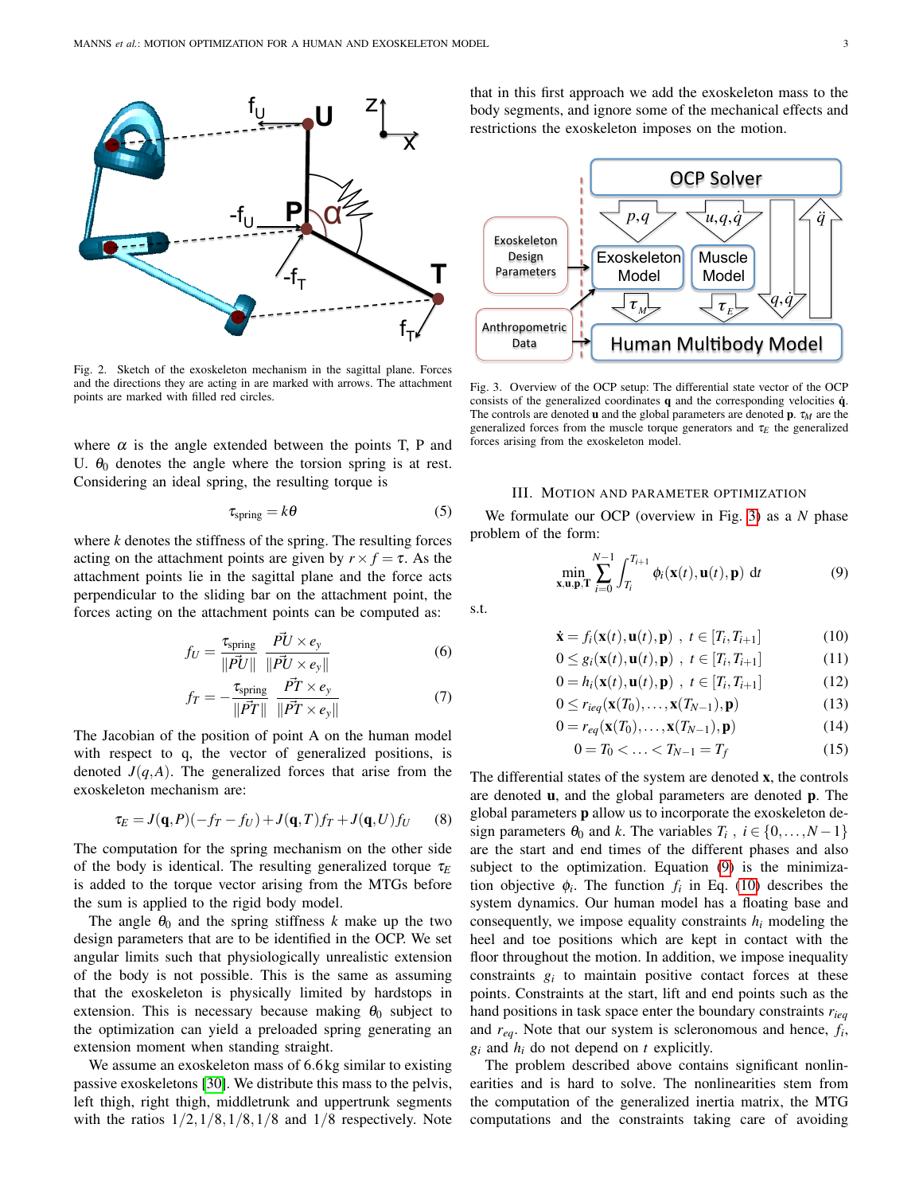Fig. 2. Sketch of the exoskeleton mechanism in the sagittal plane. Forces and the directions they are acting in are marked with arrows. The attachment points are marked with filled red circles.

where $\alpha$ is the angle extended between the points T, P and U. $\theta_0$ denotes the angle where the torsion spring is at rest. Considering an ideal spring, the resulting torque is

$$\tau_{\text{spring}} = k\theta \tag{5}$$

where $k$ denotes the stiffness of the spring. The resulting forces acting on the attachment points are given by $r \times f = \tau$. As the attachment points lie in the sagittal plane and the force acts perpendicular to the sliding bar on the attachment point, the forces acting on the attachment points can be computed as:

$$f_U = \frac{\tau_{\text{spring}}}{\|\vec{PU}\|} \frac{\vec{PU} \times e_y}{\|\vec{PU} \times e_y\|} \tag{6}$$

$$f_T = -\frac{\tau_{\text{spring}}}{\|\vec{PT}\|} \frac{\vec{PT} \times e_y}{\|\vec{PT} \times e_y\|} \tag{7}$$

The Jacobian of the position of point A on the human model with respect to q, the vector of generalized positions, is denoted $J(q,A)$. The generalized forces that arise from the exoskeleton mechanism are:

$$\tau_E = J(\mathbf{q},P)(-f_T - f_U) + J(\mathbf{q},T)f_T + J(\mathbf{q},U)f_U \tag{8}$$

The computation for the spring mechanism on the other side of the body is identical. The resulting generalized torque $\tau_E$ is added to the torque vector arising from the MTGs before the sum is applied to the rigid body model.

The angle $\theta_0$ and the spring stiffness $k$ make up the two design parameters that are to be identified in the OCP. We set angular limits such that physiologically unrealistic extension of the body is not possible. This is the same as assuming that the exoskeleton is physically limited by hardstops in extension. This is necessary because making $\theta_0$ subject to the optimization can yield a preloaded spring generating an extension moment when standing straight.

We assume an exoskeleton mass of 6.6 kg similar to existing passive exoskeletons [30]. We distribute this mass to the pelvis, left thigh, right thigh, middletrunk and uppertrunk segments with the ratios $1/2, 1/8, 1/8, 1/8$ and $1/8$ respectively. Note that in this first approach we add the exoskeleton mass to the body segments, and ignore some of the mechanical effects and restrictions the exoskeleton imposes on the motion.

Fig. 3. Overview of the OCP setup: The differential state vector of the OCP consists of the generalized coordinates $\mathbf{q}$ and the corresponding velocities $\dot{\mathbf{q}}$. The controls are denoted $\mathbf{u}$ and the global parameters are denoted $\mathbf{p}$. $\tau_M$ are the generalized forces from the muscle torque generators and $\tau_E$ the generalized forces arising from the exoskeleton model.

## III. Motion and Parameter Optimization

We formulate our OCP (overview in Fig. 3) as a $N$ phase problem of the form:

$$\min_{\mathbf{x},\mathbf{u},\mathbf{p},\mathbf{T}} \sum_{i=0}^{N-1} \int_{T_i}^{T_{i+1}} \phi_i(\mathbf{x}(t),\mathbf{u}(t),\mathbf{p}) \, \mathrm{d}t \tag{9}$$

s.t.

$$\dot{\mathbf{x}} = f_i(\mathbf{x}(t),\mathbf{u}(t),\mathbf{p}) \ , \ t \in [T_i, T_{i+1}] \tag{10}$$

$$0 \le g_i(\mathbf{x}(t),\mathbf{u}(t),\mathbf{p}) \ , \ t \in [T_i, T_{i+1}] \tag{11}$$

$$0 = h_i(\mathbf{x}(t),\mathbf{u}(t),\mathbf{p}) \ , \ t \in [T_i, T_{i+1}] \tag{12}$$

$$0 \le r_{ieq}(\mathbf{x}(T_0),\ldots,\mathbf{x}(T_{N-1}),\mathbf{p}) \tag{13}$$

$$0 = r_{eq}(\mathbf{x}(T_0),\ldots,\mathbf{x}(T_{N-1}),\mathbf{p}) \tag{14}$$

$$0 = T_0 < \ldots < T_{N-1} = T_f \tag{15}$$

The differential states of the system are denoted $\mathbf{x}$, the controls are denoted $\mathbf{u}$, and the global parameters are denoted $\mathbf{p}$. The global parameters $\mathbf{p}$ allow us to incorporate the exoskeleton design parameters $\theta_0$ and $k$. The variables $T_i$ , $i \in \{0,\ldots,N-1\}$ are the start and end times of the different phases and also subject to the optimization. Equation (9) is the minimization objective $\phi_i$. The function $f_i$ in Eq. (10) describes the system dynamics. Our human model has a floating base and consequently, we impose equality constraints $h_i$ modeling the heel and toe positions which are kept in contact with the floor throughout the motion. In addition, we impose inequality constraints $g_i$ to maintain positive contact forces at these points. Constraints at the start, lift and end points such as the hand positions in task space enter the boundary constraints $r_{ieq}$ and $r_{eq}$. Note that our system is scleronomous and hence, $f_i$, $g_i$ and $h_i$ do not depend on $t$ explicitly.

The problem described above contains significant nonlinearities and is hard to solve. The nonlinearities stem from the computation of the generalized inertia matrix, the MTG computations and the constraints taking care of avoiding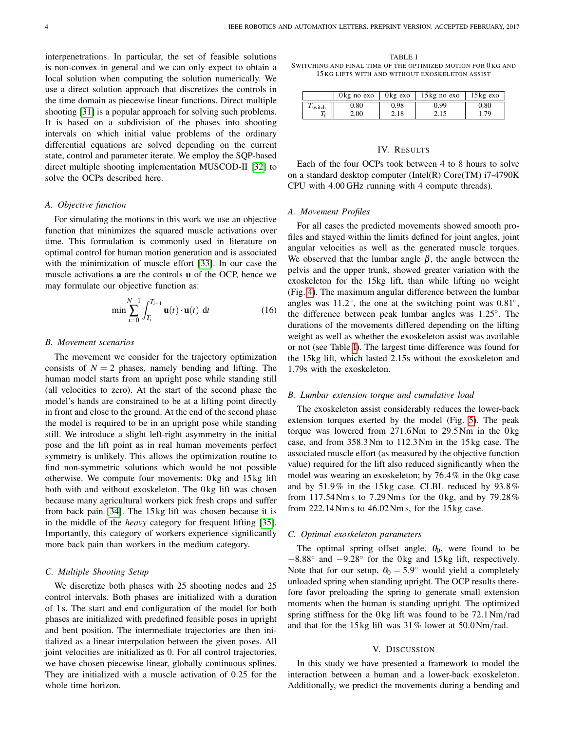interpenetrations. In particular, the set of feasible solutions is non-convex in general and we can only expect to obtain a local solution when computing the solution numerically. We use a direct solution approach that discretizes the controls in the time domain as piecewise linear functions. Direct multiple shooting [31] is a popular approach for solving such problems. It is based on a subdivision of the phases into shooting intervals on which initial value problems of the ordinary differential equations are solved depending on the current state, control and parameter iterate. We employ the SQP-based direct multiple shooting implementation MUSCOD-II [32] to solve the OCPs described here.

### A. Objective function

For simulating the motions in this work we use an objective function that minimizes the squared muscle activations over time. This formulation is commonly used in literature on optimal control for human motion generation and is associated with the minimization of muscle effort [33]. In our case the muscle activations $\mathbf{a}$ are the controls $\mathbf{u}$ of the OCP, hence we may formulate our objective function as:

$$\min \sum_{i=0}^{N-1} \int_{T_i}^{T_{i+1}} \mathbf{u}(t) \cdot \mathbf{u}(t) \; \mathrm{d}t \tag{16}$$

### B. Movement scenarios

The movement we consider for the trajectory optimization consists of $N = 2$ phases, namely bending and lifting. The human model starts from an upright pose while standing still (all velocities to zero). At the start of the second phase the model's hands are constrained to be at a lifting point directly in front and close to the ground. At the end of the second phase the model is required to be in an upright pose while standing still. We introduce a slight left-right asymmetry in the initial pose and the lift point as in real human movements perfect symmetry is unlikely. This allows the optimization routine to find non-symmetric solutions which would be not possible otherwise. We compute four movements: 0 kg and 15 kg lift both with and without exoskeleton. The 0 kg lift was chosen because many agricultural workers pick fresh crops and suffer from back pain [34]. The 15 kg lift was chosen because it is in the middle of the *heavy* category for frequent lifting [35]. Importantly, this category of workers experience significantly more back pain than workers in the medium category.

### C. Multiple Shooting Setup

We discretize both phases with 25 shooting nodes and 25 control intervals. Both phases are initialized with a duration of 1 s. The start and end configuration of the model for both phases are initialized with predefined feasible poses in upright and bent position. The intermediate trajectories are then initialized as a linear interpolation between the given poses. All joint velocities are initialized as 0. For all control trajectories, we have chosen piecewise linear, globally continuous splines. They are initialized with a muscle activation of 0.25 for the whole time horizon.

TABLE I
SWITCHING AND FINAL TIME OF THE OPTIMIZED MOTION FOR 0 KG AND 15 KG LIFTS WITH AND WITHOUT EXOSKELETON ASSIST

| | 0 kg no exo | 0 kg exo | 15 kg no exo | 15 kg exo |
|---|---|---|---|---|
| $T_{\text{switch}}$ | 0.80 | 0.98 | 0.99 | 0.80 |
| $T_{\text{f}}$ | 2.00 | 2.18 | 2.15 | 1.79 |

## IV. Results

Each of the four OCPs took between 4 to 8 hours to solve on a standard desktop computer (Intel(R) Core(TM) i7-4790K CPU with 4.00 GHz running with 4 compute threads).

### A. Movement Profiles

For all cases the predicted movements showed smooth profiles and stayed within the limits defined for joint angles, joint angular velocities as well as the generated muscle torques. We observed that the lumbar angle $\beta$, the angle between the pelvis and the upper trunk, showed greater variation with the exoskeleton for the 15kg lift, than while lifting no weight (Fig. 4). The maximum angular difference between the lumbar angles was 11.2°, the one at the switching point was 0.81°, the difference between peak lumbar angles was 1.25°. The durations of the movements differed depending on the lifting weight as well as whether the exoskeleton assist was available or not (see Table I). The largest time difference was found for the 15kg lift, which lasted 2.15s without the exoskeleton and 1.79s with the exoskeleton.

### B. Lumbar extension torque and cumulative load

The exoskeleton assist considerably reduces the lower-back extension torques exerted by the model (Fig. 5). The peak torque was lowered from 271.6 Nm to 29.5 Nm in the 0 kg case, and from 358.3 Nm to 112.3 Nm in the 15 kg case. The associated muscle effort (as measured by the objective function value) required for the lift also reduced significantly when the model was wearing an exoskeleton; by 76.4 % in the 0 kg case and by 51.9 % in the 15 kg case. CLBL reduced by 93.8 % from 117.54 Nm s to 7.29 Nm s for the 0 kg, and by 79.28 % from 222.14 Nm s to 46.02 Nm s, for the 15 kg case.

### C. Optimal exoskeleton parameters

The optimal spring offset angle, $\theta_0$, were found to be −8.88° and −9.28° for the 0 kg and 15 kg lift, respectively. Note that for our setup, $\theta_0 = 5.9°$ would yield a completely unloaded spring when standing upright. The OCP results therefore favor preloading the spring to generate small extension moments when the human is standing upright. The optimized spring stiffness for the 0 kg lift was found to be 72.1 Nm/rad and that for the 15 kg lift was 31 % lower at 50.0 Nm/rad.

## V. Discussion

In this study we have presented a framework to model the interaction between a human and a lower-back exoskeleton. Additionally, we predict the movements during a bending and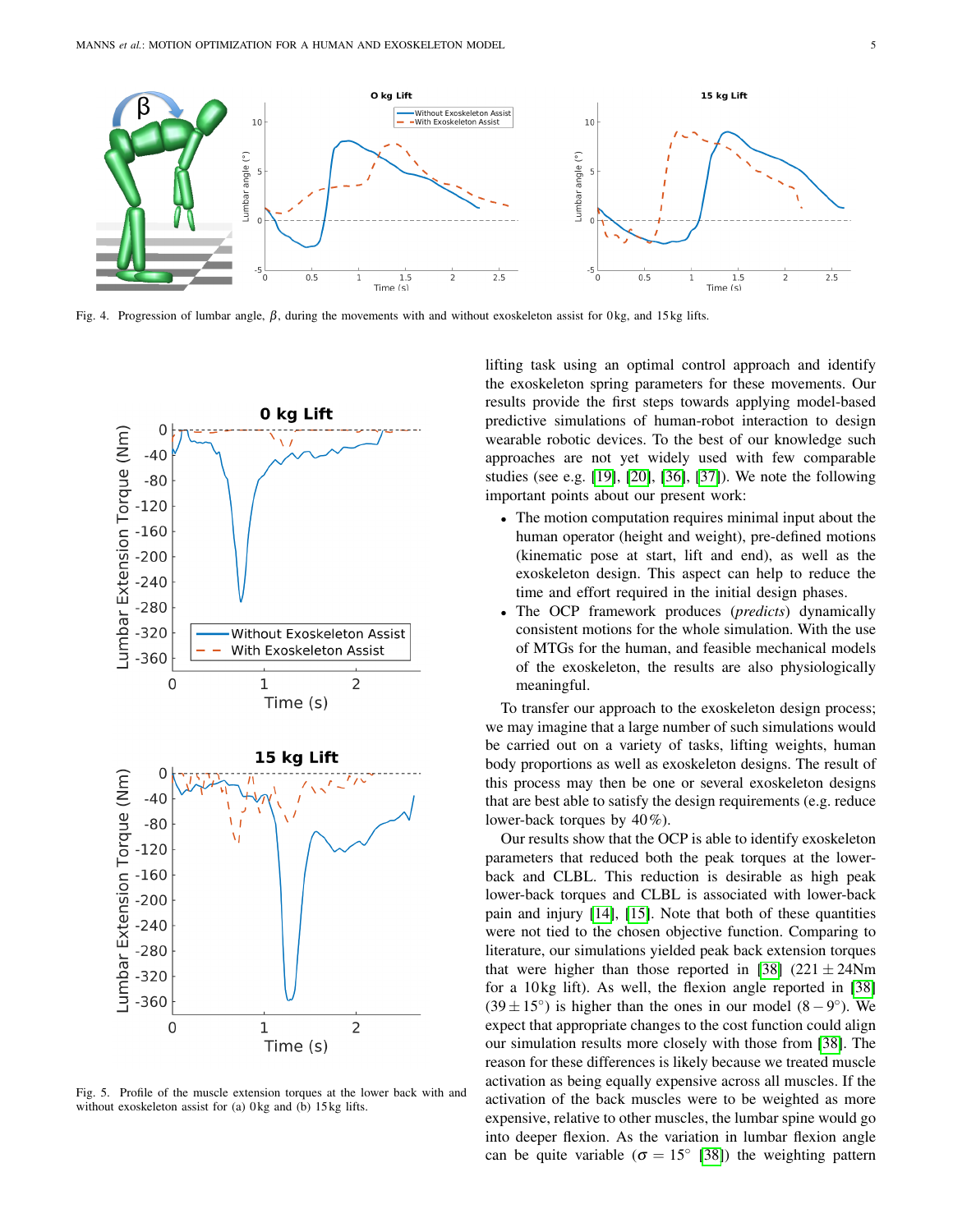Fig. 4. Progression of lumbar angle, $\beta$, during the movements with and without exoskeleton assist for 0 kg, and 15 kg lifts.

Fig. 5. Profile of the muscle extension torques at the lower back with and without exoskeleton assist for (a) 0 kg and (b) 15 kg lifts.

lifting task using an optimal control approach and identify the exoskeleton spring parameters for these movements. Our results provide the first steps towards applying model-based predictive simulations of human-robot interaction to design wearable robotic devices. To the best of our knowledge such approaches are not yet widely used with few comparable studies (see e.g. [19], [20], [36], [37]). We note the following important points about our present work:

- The motion computation requires minimal input about the human operator (height and weight), pre-defined motions (kinematic pose at start, lift and end), as well as the exoskeleton design. This aspect can help to reduce the time and effort required in the initial design phases.
- The OCP framework produces (*predicts*) dynamically consistent motions for the whole simulation. With the use of MTGs for the human, and feasible mechanical models of the exoskeleton, the results are also physiologically meaningful.

To transfer our approach to the exoskeleton design process; we may imagine that a large number of such simulations would be carried out on a variety of tasks, lifting weights, human body proportions as well as exoskeleton designs. The result of this process may then be one or several exoskeleton designs that are best able to satisfy the design requirements (e.g. reduce lower-back torques by 40%).

Our results show that the OCP is able to identify exoskeleton parameters that reduced both the peak torques at the lower-back and CLBL. This reduction is desirable as high peak lower-back torques and CLBL is associated with lower-back pain and injury [14], [15]. Note that both of these quantities were not tied to the chosen objective function. Comparing to literature, our simulations yielded peak back extension torques that were higher than those reported in [38] ($221 \pm 24$Nm for a 10 kg lift). As well, the flexion angle reported in [38] ($39 \pm 15°$) is higher than the ones in our model ($8 - 9°$). We expect that appropriate changes to the cost function could align our simulation results more closely with those from [38]. The reason for these differences is likely because we treated muscle activation as being equally expensive across all muscles. If the activation of the back muscles were to be weighted as more expensive, relative to other muscles, the lumbar spine would go into deeper flexion. As the variation in lumbar flexion angle can be quite variable ($\sigma = 15°$ [38]) the weighting pattern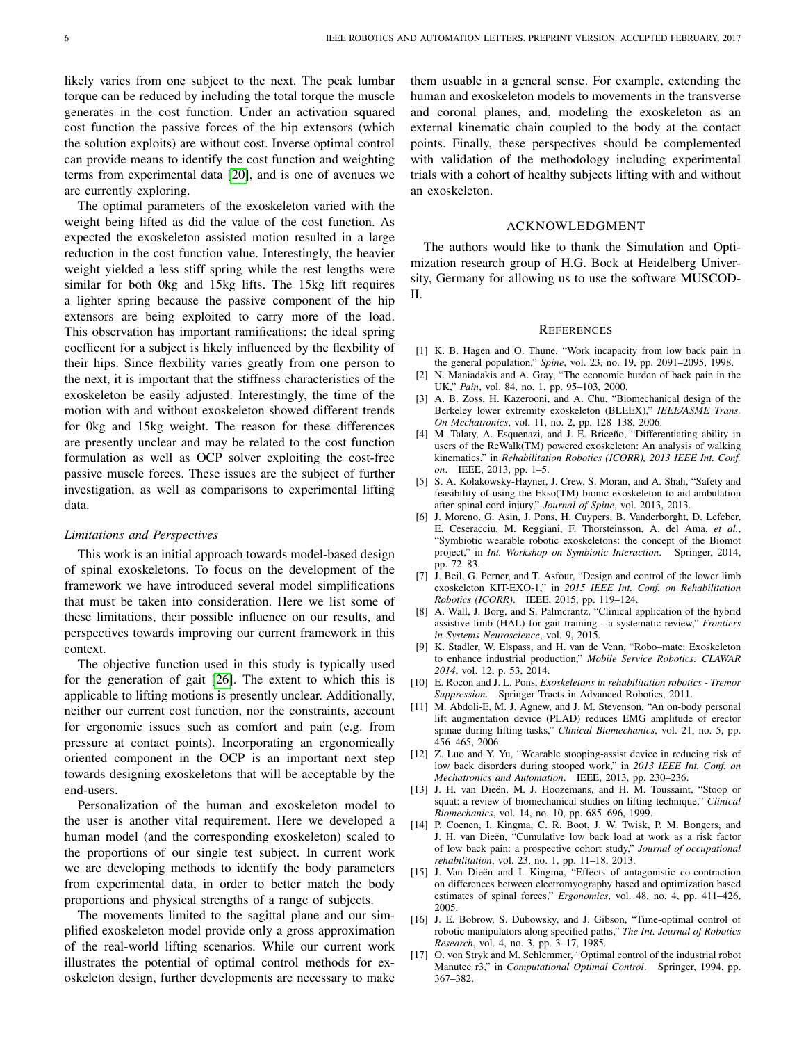likely varies from one subject to the next. The peak lumbar torque can be reduced by including the total torque the muscle generates in the cost function. Under an activation squared cost function the passive forces of the hip extensors (which the solution exploits) are without cost. Inverse optimal control can provide means to identify the cost function and weighting terms from experimental data [20], and is one of avenues we are currently exploring.

The optimal parameters of the exoskeleton varied with the weight being lifted as did the value of the cost function. As expected the exoskeleton assisted motion resulted in a large reduction in the cost function value. Interestingly, the heavier weight yielded a less stiff spring while the rest lengths were similar for both 0kg and 15kg lifts. The 15kg lift requires a lighter spring because the passive component of the hip extensors are being exploited to carry more of the load. This observation has important ramifications: the ideal spring coefficent for a subject is likely influenced by the flexbility of their hips. Since flexbility varies greatly from one person to the next, it is important that the stiffness characteristics of the exoskeleton be easily adjusted. Interestingly, the time of the motion with and without exoskeleton showed different trends for 0kg and 15kg weight. The reason for these differences are presently unclear and may be related to the cost function formulation as well as OCP solver exploiting the cost-free passive muscle forces. These issues are the subject of further investigation, as well as comparisons to experimental lifting data.

### *Limitations and Perspectives*

This work is an initial approach towards model-based design of spinal exoskeletons. To focus on the development of the framework we have introduced several model simplifications that must be taken into consideration. Here we list some of these limitations, their possible influence on our results, and perspectives towards improving our current framework in this context.

The objective function used in this study is typically used for the generation of gait [26]. The extent to which this is applicable to lifting motions is presently unclear. Additionally, neither our current cost function, nor the constraints, account for ergonomic issues such as comfort and pain (e.g. from pressure at contact points). Incorporating an ergonomically oriented component in the OCP is an important next step towards designing exoskeletons that will be acceptable by the end-users.

Personalization of the human and exoskeleton model to the user is another vital requirement. Here we developed a human model (and the corresponding exoskeleton) scaled to the proportions of our single test subject. In current work we are developing methods to identify the body parameters from experimental data, in order to better match the body proportions and physical strengths of a range of subjects.

The movements limited to the sagittal plane and our simplified exoskeleton model provide only a gross approximation of the real-world lifting scenarios. While our current work illustrates the potential of optimal control methods for exoskeleton design, further developments are necessary to make them usuable in a general sense. For example, extending the human and exoskeleton models to movements in the transverse and coronal planes, and, modeling the exoskeleton as an external kinematic chain coupled to the body at the contact points. Finally, these perspectives should be complemented with validation of the methodology including experimental trials with a cohort of healthy subjects lifting with and without an exoskeleton.

## ACKNOWLEDGMENT

The authors would like to thank the Simulation and Optimization research group of H.G. Bock at Heidelberg University, Germany for allowing us to use the software MUSCOD-II.

## REFERENCES

[1] K. B. Hagen and O. Thune, "Work incapacity from low back pain in the general population," *Spine*, vol. 23, no. 19, pp. 2091–2095, 1998.

[2] N. Maniadakis and A. Gray, "The economic burden of back pain in the UK," *Pain*, vol. 84, no. 1, pp. 95–103, 2000.

[3] A. B. Zoss, H. Kazerooni, and A. Chu, "Biomechanical design of the Berkeley lower extremity exoskeleton (BLEEX)," *IEEE/ASME Trans. On Mechatronics*, vol. 11, no. 2, pp. 128–138, 2006.

[4] M. Talaty, A. Esquenazi, and J. E. Briceño, "Differentiating ability in users of the ReWalk(TM) powered exoskeleton: An analysis of walking kinematics," in *Rehabilitation Robotics (ICORR), 2013 IEEE Int. Conf. on*. IEEE, 2013, pp. 1–5.

[5] S. A. Kolakowsky-Hayner, J. Crew, S. Moran, and A. Shah, "Safety and feasibility of using the Ekso(TM) bionic exoskeleton to aid ambulation after spinal cord injury," *Journal of Spine*, vol. 2013, 2013.

[6] J. Moreno, G. Asin, J. Pons, H. Cuypers, B. Vanderborght, D. Lefeber, E. Ceseracciu, M. Reggiani, F. Thorsteinsson, A. del Ama, *et al.*, "Symbiotic wearable robotic exoskeletons: the concept of the Biomot project," in *Int. Workshop on Symbiotic Interaction*. Springer, 2014, pp. 72–83.

[7] J. Beil, G. Perner, and T. Asfour, "Design and control of the lower limb exoskeleton KIT-EXO-1," in *2015 IEEE Int. Conf. on Rehabilitation Robotics (ICORR)*. IEEE, 2015, pp. 119–124.

[8] A. Wall, J. Borg, and S. Palmcrantz, "Clinical application of the hybrid assistive limb (HAL) for gait training - a systematic review," *Frontiers in Systems Neuroscience*, vol. 9, 2015.

[9] K. Stadler, W. Elspass, and H. van de Venn, "Robo–mate: Exoskeleton to enhance industrial production," *Mobile Service Robotics: CLAWAR 2014*, vol. 12, p. 53, 2014.

[10] E. Rocon and J. L. Pons, *Exoskeletons in rehabilitation robotics - Tremor Suppression*. Springer Tracts in Advanced Robotics, 2011.

[11] M. Abdoli-E, M. J. Agnew, and J. M. Stevenson, "An on-body personal lift augmentation device (PLAD) reduces EMG amplitude of erector spinae during lifting tasks," *Clinical Biomechanics*, vol. 21, no. 5, pp. 456–465, 2006.

[12] Z. Luo and Y. Yu, "Wearable stooping-assist device in reducing risk of low back disorders during stooped work," in *2013 IEEE Int. Conf. on Mechatronics and Automation*. IEEE, 2013, pp. 230–236.

[13] J. H. van Dieën, M. J. Hoozemans, and H. M. Toussaint, "Stoop or squat: a review of biomechanical studies on lifting technique," *Clinical Biomechanics*, vol. 14, no. 10, pp. 685–696, 1999.

[14] P. Coenen, I. Kingma, C. R. Boot, J. W. Twisk, P. M. Bongers, and J. H. van Dieën, "Cumulative low back load at work as a risk factor of low back pain: a prospective cohort study," *Journal of occupational rehabilitation*, vol. 23, no. 1, pp. 11–18, 2013.

[15] J. Van Dieën and I. Kingma, "Effects of antagonistic co-contraction on differences between electromyography based and optimization based estimates of spinal forces," *Ergonomics*, vol. 48, no. 4, pp. 411–426, 2005.

[16] J. E. Bobrow, S. Dubowsky, and J. Gibson, "Time-optimal control of robotic manipulators along specified paths," *The Int. Journal of Robotics Research*, vol. 4, no. 3, pp. 3–17, 1985.

[17] O. von Stryk and M. Schlemmer, "Optimal control of the industrial robot Manutec r3," in *Computational Optimal Control*. Springer, 1994, pp. 367–382.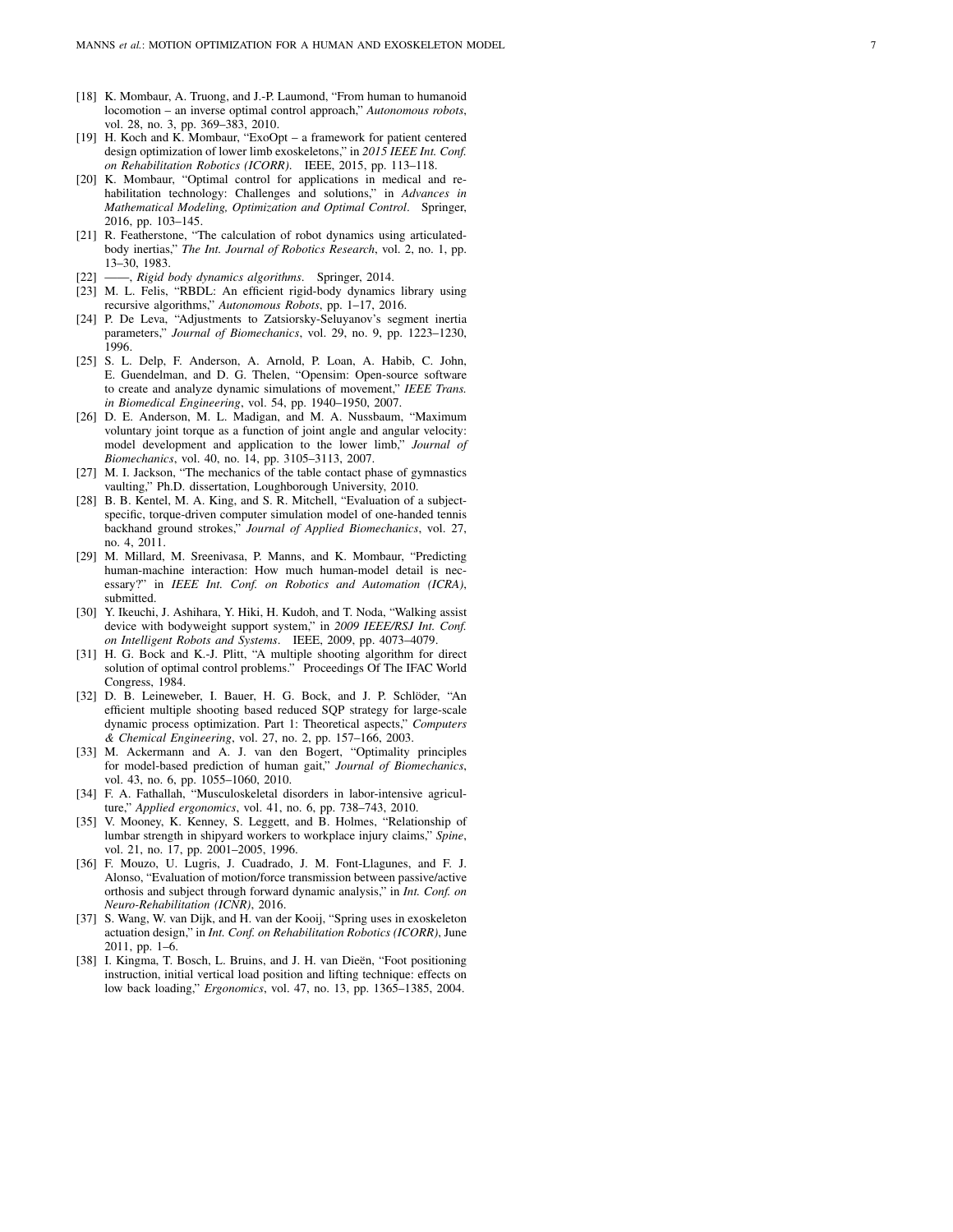[18] K. Mombaur, A. Truong, and J.-P. Laumond, "From human to humanoid locomotion – an inverse optimal control approach," *Autonomous robots*, vol. 28, no. 3, pp. 369–383, 2010.

[19] H. Koch and K. Mombaur, "ExoOpt – a framework for patient centered design optimization of lower limb exoskeletons," in *2015 IEEE Int. Conf. on Rehabilitation Robotics (ICORR)*. IEEE, 2015, pp. 113–118.

[20] K. Mombaur, "Optimal control for applications in medical and rehabilitation technology: Challenges and solutions," in *Advances in Mathematical Modeling, Optimization and Optimal Control*. Springer, 2016, pp. 103–145.

[21] R. Featherstone, "The calculation of robot dynamics using articulated-body inertias," *The Int. Journal of Robotics Research*, vol. 2, no. 1, pp. 13–30, 1983.

[22] ——, *Rigid body dynamics algorithms*. Springer, 2014.

[23] M. L. Felis, "RBDL: An efficient rigid-body dynamics library using recursive algorithms," *Autonomous Robots*, pp. 1–17, 2016.

[24] P. De Leva, "Adjustments to Zatsiorsky-Seluyanov's segment inertia parameters," *Journal of Biomechanics*, vol. 29, no. 9, pp. 1223–1230, 1996.

[25] S. L. Delp, F. Anderson, A. Arnold, P. Loan, A. Habib, C. John, E. Guendelman, and D. G. Thelen, "Opensim: Open-source software to create and analyze dynamic simulations of movement," *IEEE Trans. in Biomedical Engineering*, vol. 54, pp. 1940–1950, 2007.

[26] D. E. Anderson, M. L. Madigan, and M. A. Nussbaum, "Maximum voluntary joint torque as a function of joint angle and angular velocity: model development and application to the lower limb," *Journal of Biomechanics*, vol. 40, no. 14, pp. 3105–3113, 2007.

[27] M. I. Jackson, "The mechanics of the table contact phase of gymnastics vaulting," Ph.D. dissertation, Loughborough University, 2010.

[28] B. B. Kentel, M. A. King, and S. R. Mitchell, "Evaluation of a subject-specific, torque-driven computer simulation model of one-handed tennis backhand ground strokes," *Journal of Applied Biomechanics*, vol. 27, no. 4, 2011.

[29] M. Millard, M. Sreenivasa, P. Manns, and K. Mombaur, "Predicting human-machine interaction: How much human-model detail is necessary?" in *IEEE Int. Conf. on Robotics and Automation (ICRA)*, submitted.

[30] Y. Ikeuchi, J. Ashihara, Y. Hiki, H. Kudoh, and T. Noda, "Walking assist device with bodyweight support system," in *2009 IEEE/RSJ Int. Conf. on Intelligent Robots and Systems*. IEEE, 2009, pp. 4073–4079.

[31] H. G. Bock and K.-J. Plitt, "A multiple shooting algorithm for direct solution of optimal control problems." Proceedings Of The IFAC World Congress, 1984.

[32] D. B. Leineweber, I. Bauer, H. G. Bock, and J. P. Schlöder, "An efficient multiple shooting based reduced SQP strategy for large-scale dynamic process optimization. Part 1: Theoretical aspects," *Computers & Chemical Engineering*, vol. 27, no. 2, pp. 157–166, 2003.

[33] M. Ackermann and A. J. van den Bogert, "Optimality principles for model-based prediction of human gait," *Journal of Biomechanics*, vol. 43, no. 6, pp. 1055–1060, 2010.

[34] F. A. Fathallah, "Musculoskeletal disorders in labor-intensive agriculture," *Applied ergonomics*, vol. 41, no. 6, pp. 738–743, 2010.

[35] V. Mooney, K. Kenney, S. Leggett, and B. Holmes, "Relationship of lumbar strength in shipyard workers to workplace injury claims," *Spine*, vol. 21, no. 17, pp. 2001–2005, 1996.

[36] F. Mouzo, U. Lugris, J. Cuadrado, J. M. Font-Llagunes, and F. J. Alonso, "Evaluation of motion/force transmission between passive/active orthosis and subject through forward dynamic analysis," in *Int. Conf. on Neuro-Rehabilitation (ICNR)*, 2016.

[37] S. Wang, W. van Dijk, and H. van der Kooij, "Spring uses in exoskeleton actuation design," in *Int. Conf. on Rehabilitation Robotics (ICORR)*, June 2011, pp. 1–6.

[38] I. Kingma, T. Bosch, L. Bruins, and J. H. van Dieën, "Foot positioning instruction, initial vertical load position and lifting technique: effects on low back loading," *Ergonomics*, vol. 47, no. 13, pp. 1365–1385, 2004.